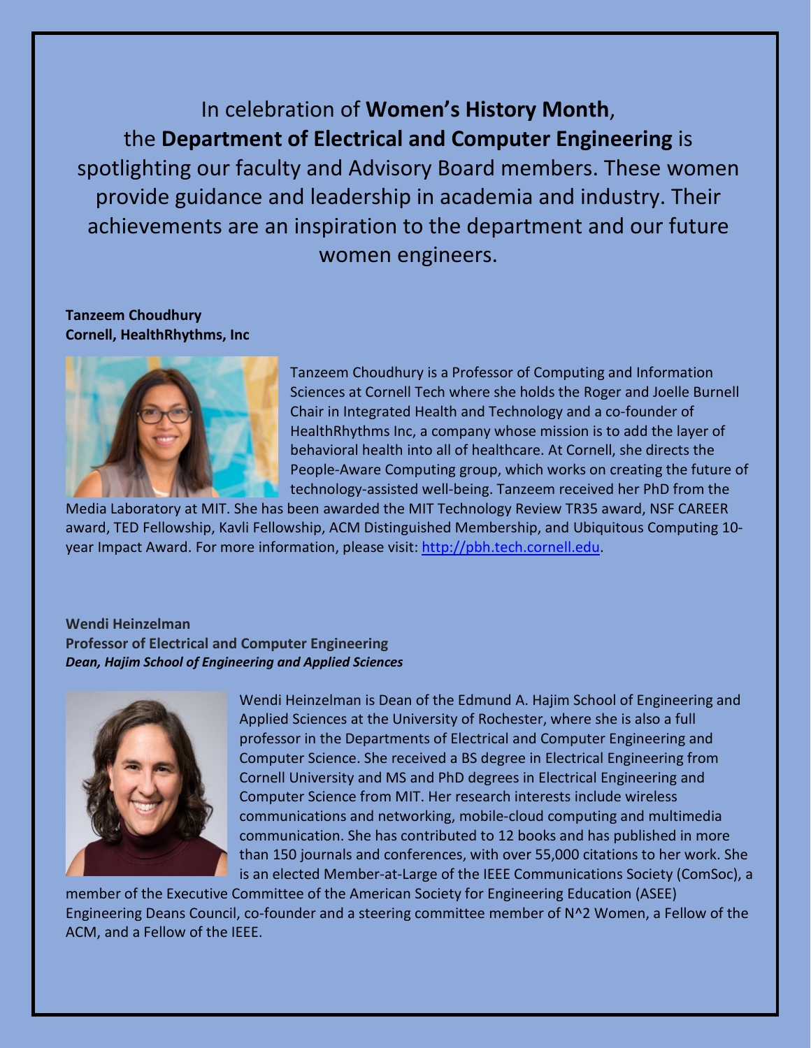In celebration of **Women's History Month**, the **Department of Electrical and Computer Engineering** is spotlighting our faculty and Advisory Board members. These women provide guidance and leadership in academia and industry. Their achievements are an inspiration to the department and our future women engineers.

**Tanzeem Choudhury**
**Cornell, HealthRhythms, Inc**

Tanzeem Choudhury is a Professor of Computing and Information Sciences at Cornell Tech where she holds the Roger and Joelle Burnell Chair in Integrated Health and Technology and a co-founder of HealthRhythms Inc, a company whose mission is to add the layer of behavioral health into all of healthcare. At Cornell, she directs the People-Aware Computing group, which works on creating the future of technology-assisted well-being. Tanzeem received her PhD from the Media Laboratory at MIT. She has been awarded the MIT Technology Review TR35 award, NSF CAREER award, TED Fellowship, Kavli Fellowship, ACM Distinguished Membership, and Ubiquitous Computing 10-year Impact Award. For more information, please visit: [http://pbh.tech.cornell.edu](http://pbh.tech.cornell.edu).

**Wendi Heinzelman**
**Professor of Electrical and Computer Engineering**
***Dean, Hajim School of Engineering and Applied Sciences***

Wendi Heinzelman is Dean of the Edmund A. Hajim School of Engineering and Applied Sciences at the University of Rochester, where she is also a full professor in the Departments of Electrical and Computer Engineering and Computer Science. She received a BS degree in Electrical Engineering from Cornell University and MS and PhD degrees in Electrical Engineering and Computer Science from MIT. Her research interests include wireless communications and networking, mobile-cloud computing and multimedia communication. She has contributed to 12 books and has published in more than 150 journals and conferences, with over 55,000 citations to her work. She is an elected Member-at-Large of the IEEE Communications Society (ComSoc), a member of the Executive Committee of the American Society for Engineering Education (ASEE) Engineering Deans Council, co-founder and a steering committee member of N^2 Women, a Fellow of the ACM, and a Fellow of the IEEE.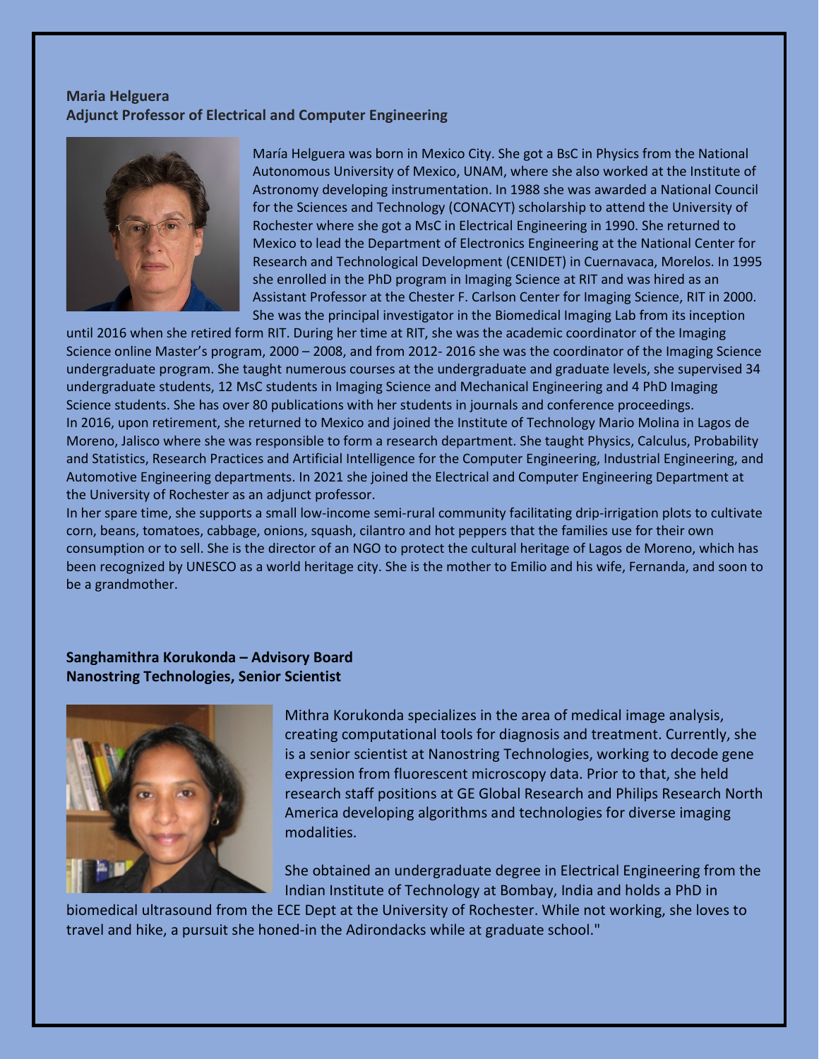**Maria Helguera**
**Adjunct Professor of Electrical and Computer Engineering**

María Helguera was born in Mexico City. She got a BsC in Physics from the National Autonomous University of Mexico, UNAM, where she also worked at the Institute of Astronomy developing instrumentation. In 1988 she was awarded a National Council for the Sciences and Technology (CONACYT) scholarship to attend the University of Rochester where she got a MsC in Electrical Engineering in 1990. She returned to Mexico to lead the Department of Electronics Engineering at the National Center for Research and Technological Development (CENIDET) in Cuernavaca, Morelos. In 1995 she enrolled in the PhD program in Imaging Science at RIT and was hired as an Assistant Professor at the Chester F. Carlson Center for Imaging Science, RIT in 2000. She was the principal investigator in the Biomedical Imaging Lab from its inception until 2016 when she retired form RIT. During her time at RIT, she was the academic coordinator of the Imaging Science online Master's program, 2000 – 2008, and from 2012- 2016 she was the coordinator of the Imaging Science undergraduate program. She taught numerous courses at the undergraduate and graduate levels, she supervised 34 undergraduate students, 12 MsC students in Imaging Science and Mechanical Engineering and 4 PhD Imaging Science students. She has over 80 publications with her students in journals and conference proceedings.

In 2016, upon retirement, she returned to Mexico and joined the Institute of Technology Mario Molina in Lagos de Moreno, Jalisco where she was responsible to form a research department. She taught Physics, Calculus, Probability and Statistics, Research Practices and Artificial Intelligence for the Computer Engineering, Industrial Engineering, and Automotive Engineering departments. In 2021 she joined the Electrical and Computer Engineering Department at the University of Rochester as an adjunct professor.

In her spare time, she supports a small low-income semi-rural community facilitating drip-irrigation plots to cultivate corn, beans, tomatoes, cabbage, onions, squash, cilantro and hot peppers that the families use for their own consumption or to sell. She is the director of an NGO to protect the cultural heritage of Lagos de Moreno, which has been recognized by UNESCO as a world heritage city. She is the mother to Emilio and his wife, Fernanda, and soon to be a grandmother.

**Sanghamithra Korukonda – Advisory Board**
**Nanostring Technologies, Senior Scientist**

Mithra Korukonda specializes in the area of medical image analysis, creating computational tools for diagnosis and treatment. Currently, she is a senior scientist at Nanostring Technologies, working to decode gene expression from fluorescent microscopy data. Prior to that, she held research staff positions at GE Global Research and Philips Research North America developing algorithms and technologies for diverse imaging modalities.

She obtained an undergraduate degree in Electrical Engineering from the Indian Institute of Technology at Bombay, India and holds a PhD in biomedical ultrasound from the ECE Dept at the University of Rochester. While not working, she loves to travel and hike, a pursuit she honed-in the Adirondacks while at graduate school."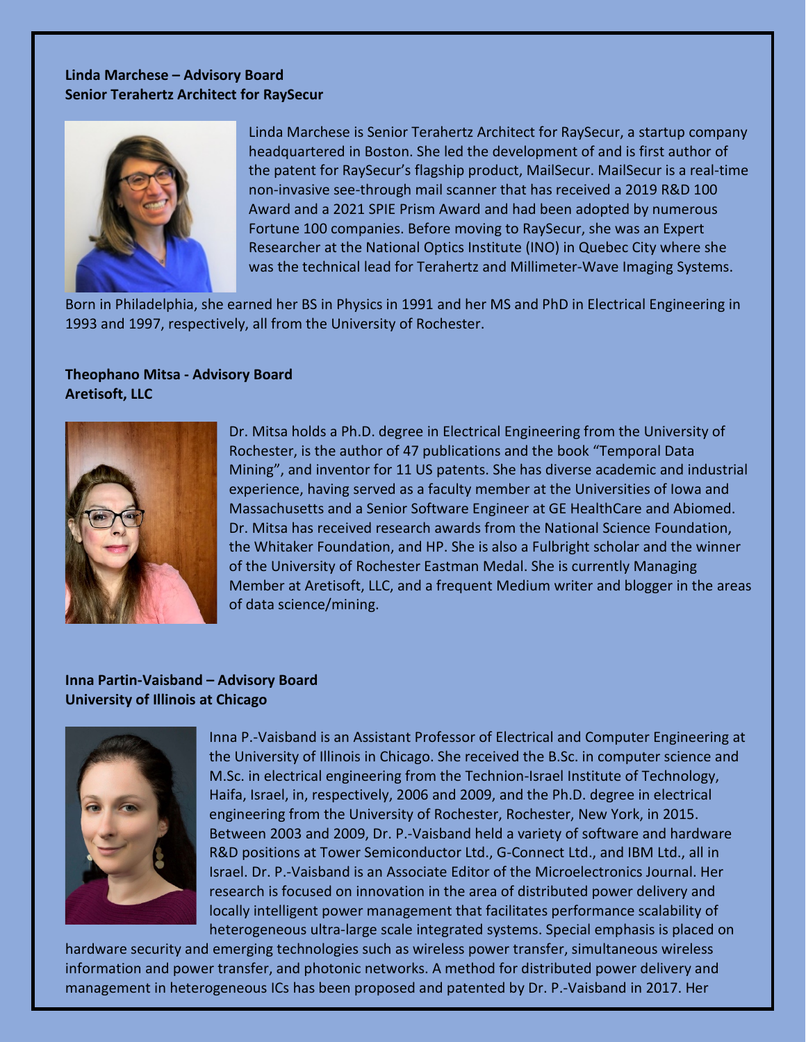**Linda Marchese – Advisory Board**
**Senior Terahertz Architect for RaySecur**

Linda Marchese is Senior Terahertz Architect for RaySecur, a startup company headquartered in Boston. She led the development of and is first author of the patent for RaySecur's flagship product, MailSecur. MailSecur is a real-time non-invasive see-through mail scanner that has received a 2019 R&D 100 Award and a 2021 SPIE Prism Award and had been adopted by numerous Fortune 100 companies. Before moving to RaySecur, she was an Expert Researcher at the National Optics Institute (INO) in Quebec City where she was the technical lead for Terahertz and Millimeter-Wave Imaging Systems.

Born in Philadelphia, she earned her BS in Physics in 1991 and her MS and PhD in Electrical Engineering in 1993 and 1997, respectively, all from the University of Rochester.

**Theophano Mitsa - Advisory Board**
**Aretisoft, LLC**

Dr. Mitsa holds a Ph.D. degree in Electrical Engineering from the University of Rochester, is the author of 47 publications and the book "Temporal Data Mining", and inventor for 11 US patents. She has diverse academic and industrial experience, having served as a faculty member at the Universities of Iowa and Massachusetts and a Senior Software Engineer at GE HealthCare and Abiomed. Dr. Mitsa has received research awards from the National Science Foundation, the Whitaker Foundation, and HP. She is also a Fulbright scholar and the winner of the University of Rochester Eastman Medal. She is currently Managing Member at Aretisoft, LLC, and a frequent Medium writer and blogger in the areas of data science/mining.

**Inna Partin-Vaisband – Advisory Board**
**University of Illinois at Chicago**

Inna P.-Vaisband is an Assistant Professor of Electrical and Computer Engineering at the University of Illinois in Chicago. She received the B.Sc. in computer science and M.Sc. in electrical engineering from the Technion-Israel Institute of Technology, Haifa, Israel, in, respectively, 2006 and 2009, and the Ph.D. degree in electrical engineering from the University of Rochester, Rochester, New York, in 2015. Between 2003 and 2009, Dr. P.-Vaisband held a variety of software and hardware R&D positions at Tower Semiconductor Ltd., G-Connect Ltd., and IBM Ltd., all in Israel. Dr. P.-Vaisband is an Associate Editor of the Microelectronics Journal. Her research is focused on innovation in the area of distributed power delivery and locally intelligent power management that facilitates performance scalability of heterogeneous ultra-large scale integrated systems. Special emphasis is placed on hardware security and emerging technologies such as wireless power transfer, simultaneous wireless information and power transfer, and photonic networks. A method for distributed power delivery and management in heterogeneous ICs has been proposed and patented by Dr. P.-Vaisband in 2017. Her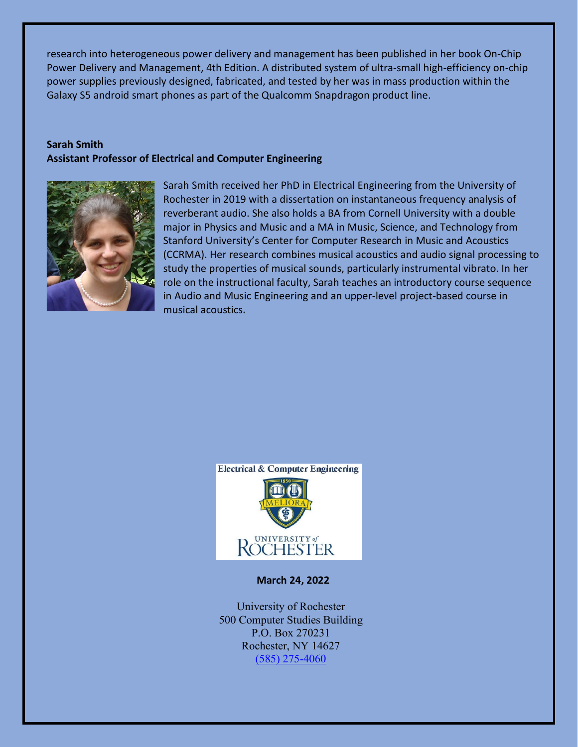research into heterogeneous power delivery and management has been published in her book On-Chip Power Delivery and Management, 4th Edition. A distributed system of ultra-small high-efficiency on-chip power supplies previously designed, fabricated, and tested by her was in mass production within the Galaxy S5 android smart phones as part of the Qualcomm Snapdragon product line.

**Sarah Smith**
**Assistant Professor of Electrical and Computer Engineering**

Sarah Smith received her PhD in Electrical Engineering from the University of Rochester in 2019 with a dissertation on instantaneous frequency analysis of reverberant audio. She also holds a BA from Cornell University with a double major in Physics and Music and a MA in Music, Science, and Technology from Stanford University's Center for Computer Research in Music and Acoustics (CCRMA). Her research combines musical acoustics and audio signal processing to study the properties of musical sounds, particularly instrumental vibrato. In her role on the instructional faculty, Sarah teaches an introductory course sequence in Audio and Music Engineering and an upper-level project-based course in musical acoustics.

Electrical & Computer Engineering

UNIVERSITY of ROCHESTER

**March 24, 2022**

University of Rochester
500 Computer Studies Building
P.O. Box 270231
Rochester, NY 14627
(585) 275-4060